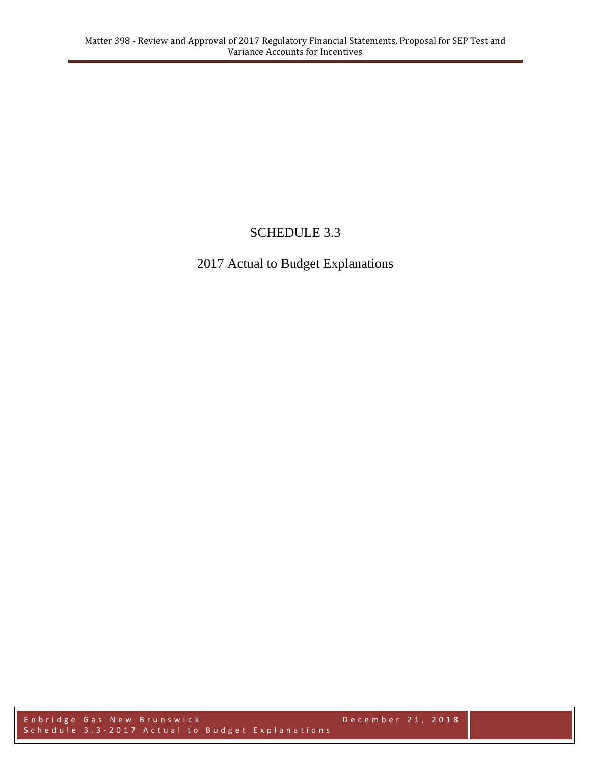# SCHEDULE 3.3

## 2017 Actual to Budget Explanations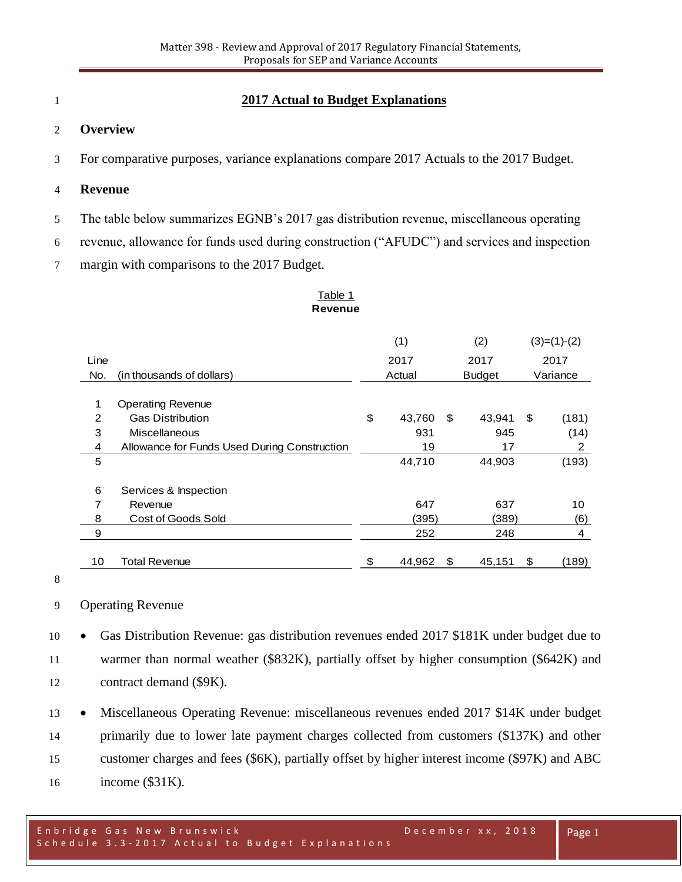## 2017 Actual to Budget Explanations

### Overview

For comparative purposes, variance explanations compare 2017 Actuals to the 2017 Budget.

### Revenue

The table below summarizes EGNB's 2017 gas distribution revenue, miscellaneous operating revenue, allowance for funds used during construction ("AFUDC") and services and inspection margin with comparisons to the 2017 Budget.

Table 1
**Revenue**

| Line No. | (in thousands of dollars) | (1) 2017 Actual | (2) 2017 Budget | (3)=(1)-(2) 2017 Variance |
|---|---|---|---|---|
| 1 | Operating Revenue | | | |
| 2 | Gas Distribution | $ 43,760 | $ 43,941 | $ (181) |
| 3 | Miscellaneous | 931 | 945 | (14) |
| 4 | Allowance for Funds Used During Construction | 19 | 17 | 2 |
| 5 | | 44,710 | 44,903 | (193) |
| 6 | Services & Inspection | | | |
| 7 | Revenue | 647 | 637 | 10 |
| 8 | Cost of Goods Sold | (395) | (389) | (6) |
| 9 | | 252 | 248 | 4 |
| 10 | Total Revenue | $ 44,962 | $ 45,151 | $ (189) |

Operating Revenue

- Gas Distribution Revenue: gas distribution revenues ended 2017 $181K under budget due to warmer than normal weather ($832K), partially offset by higher consumption ($642K) and contract demand ($9K).
- Miscellaneous Operating Revenue: miscellaneous revenues ended 2017 $14K under budget primarily due to lower late payment charges collected from customers ($137K) and other customer charges and fees ($6K), partially offset by higher interest income ($97K) and ABC income ($31K).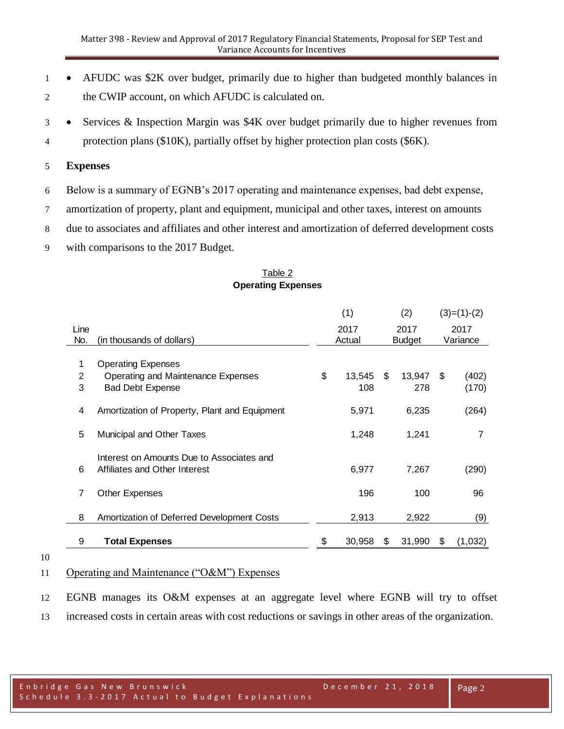- AFUDC was $2K over budget, primarily due to higher than budgeted monthly balances in the CWIP account, on which AFUDC is calculated on.
- Services & Inspection Margin was $4K over budget primarily due to higher revenues from protection plans ($10K), partially offset by higher protection plan costs ($6K).

**Expenses**

Below is a summary of EGNB's 2017 operating and maintenance expenses, bad debt expense, amortization of property, plant and equipment, municipal and other taxes, interest on amounts due to associates and affiliates and other interest and amortization of deferred development costs with comparisons to the 2017 Budget.

Table 2
**Operating Expenses**

| Line No. | (in thousands of dollars) | (1) 2017 Actual | (2) 2017 Budget | (3)=(1)-(2) 2017 Variance |
|---|---|---|---|---|
| 1 | Operating Expenses | | | |
| 2 | Operating and Maintenance Expenses | $ 13,545 | $ 13,947 | $ (402) |
| 3 | Bad Debt Expense | 108 | 278 | (170) |
| 4 | Amortization of Property, Plant and Equipment | 5,971 | 6,235 | (264) |
| 5 | Municipal and Other Taxes | 1,248 | 1,241 | 7 |
| 6 | Interest on Amounts Due to Associates and Affiliates and Other Interest | 6,977 | 7,267 | (290) |
| 7 | Other Expenses | 196 | 100 | 96 |
| 8 | Amortization of Deferred Development Costs | 2,913 | 2,922 | (9) |
| 9 | **Total Expenses** | $ 30,958 | $ 31,990 | $ (1,032) |

Operating and Maintenance ("O&M") Expenses

EGNB manages its O&M expenses at an aggregate level where EGNB will try to offset increased costs in certain areas with cost reductions or savings in other areas of the organization.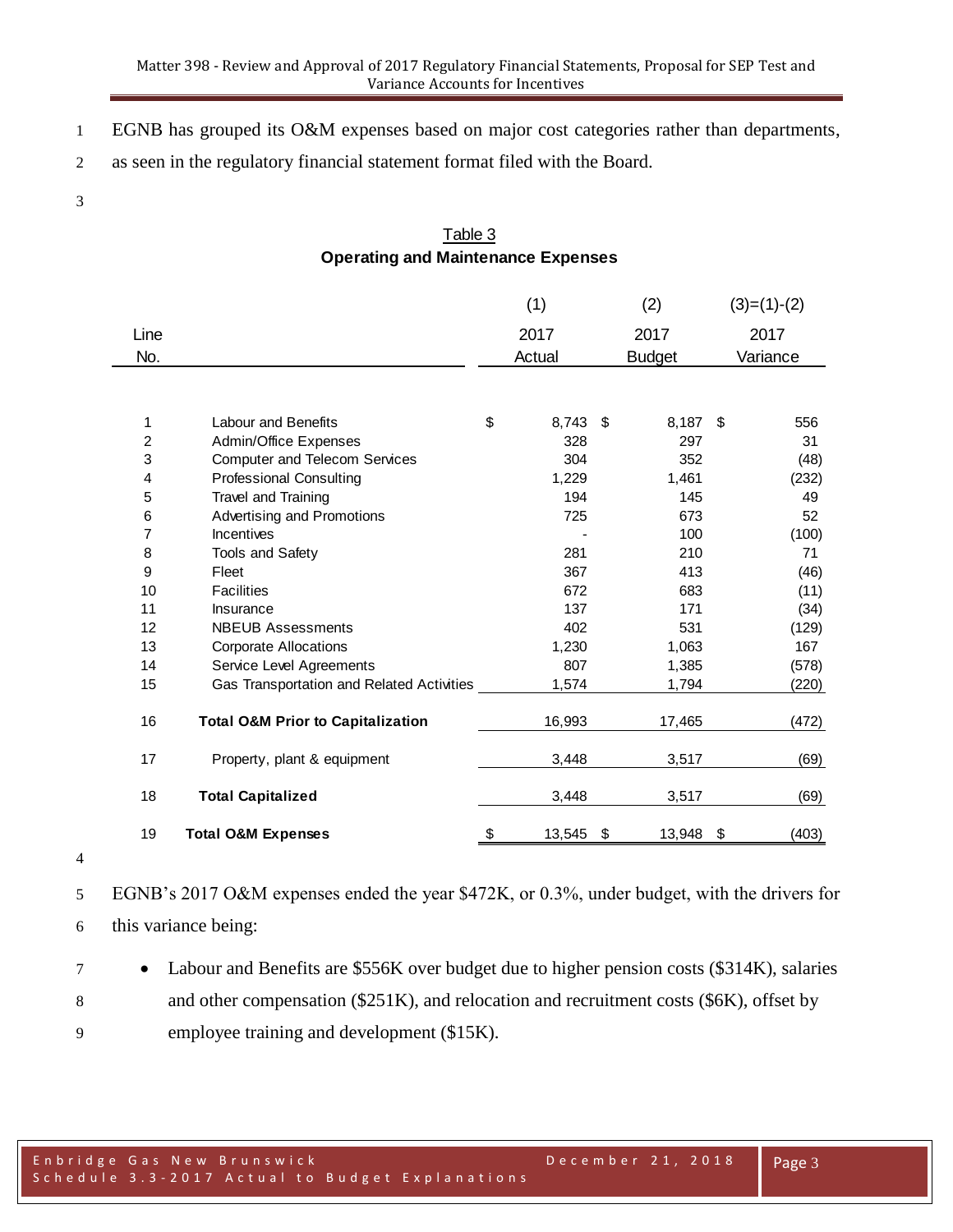EGNB has grouped its O&M expenses based on major cost categories rather than departments, as seen in the regulatory financial statement format filed with the Board.

Table 3
**Operating and Maintenance Expenses**

| Line No. | | (1) 2017 Actual | (2) 2017 Budget | (3)=(1)-(2) 2017 Variance |
|---|---|---|---|---|
| 1 | Labour and Benefits | $ 8,743 | $ 8,187 | $ 556 |
| 2 | Admin/Office Expenses | 328 | 297 | 31 |
| 3 | Computer and Telecom Services | 304 | 352 | (48) |
| 4 | Professional Consulting | 1,229 | 1,461 | (232) |
| 5 | Travel and Training | 194 | 145 | 49 |
| 6 | Advertising and Promotions | 725 | 673 | 52 |
| 7 | Incentives | - | 100 | (100) |
| 8 | Tools and Safety | 281 | 210 | 71 |
| 9 | Fleet | 367 | 413 | (46) |
| 10 | Facilities | 672 | 683 | (11) |
| 11 | Insurance | 137 | 171 | (34) |
| 12 | NBEUB Assessments | 402 | 531 | (129) |
| 13 | Corporate Allocations | 1,230 | 1,063 | 167 |
| 14 | Service Level Agreements | 807 | 1,385 | (578) |
| 15 | Gas Transportation and Related Activities | 1,574 | 1,794 | (220) |
| 16 | **Total O&M Prior to Capitalization** | 16,993 | 17,465 | (472) |
| 17 | Property, plant & equipment | 3,448 | 3,517 | (69) |
| 18 | **Total Capitalized** | 3,448 | 3,517 | (69) |
| 19 | **Total O&M Expenses** | $ 13,545 | $ 13,948 | $ (403) |

EGNB's 2017 O&M expenses ended the year $472K, or 0.3%, under budget, with the drivers for this variance being:

- Labour and Benefits are $556K over budget due to higher pension costs ($314K), salaries and other compensation ($251K), and relocation and recruitment costs ($6K), offset by employee training and development ($15K).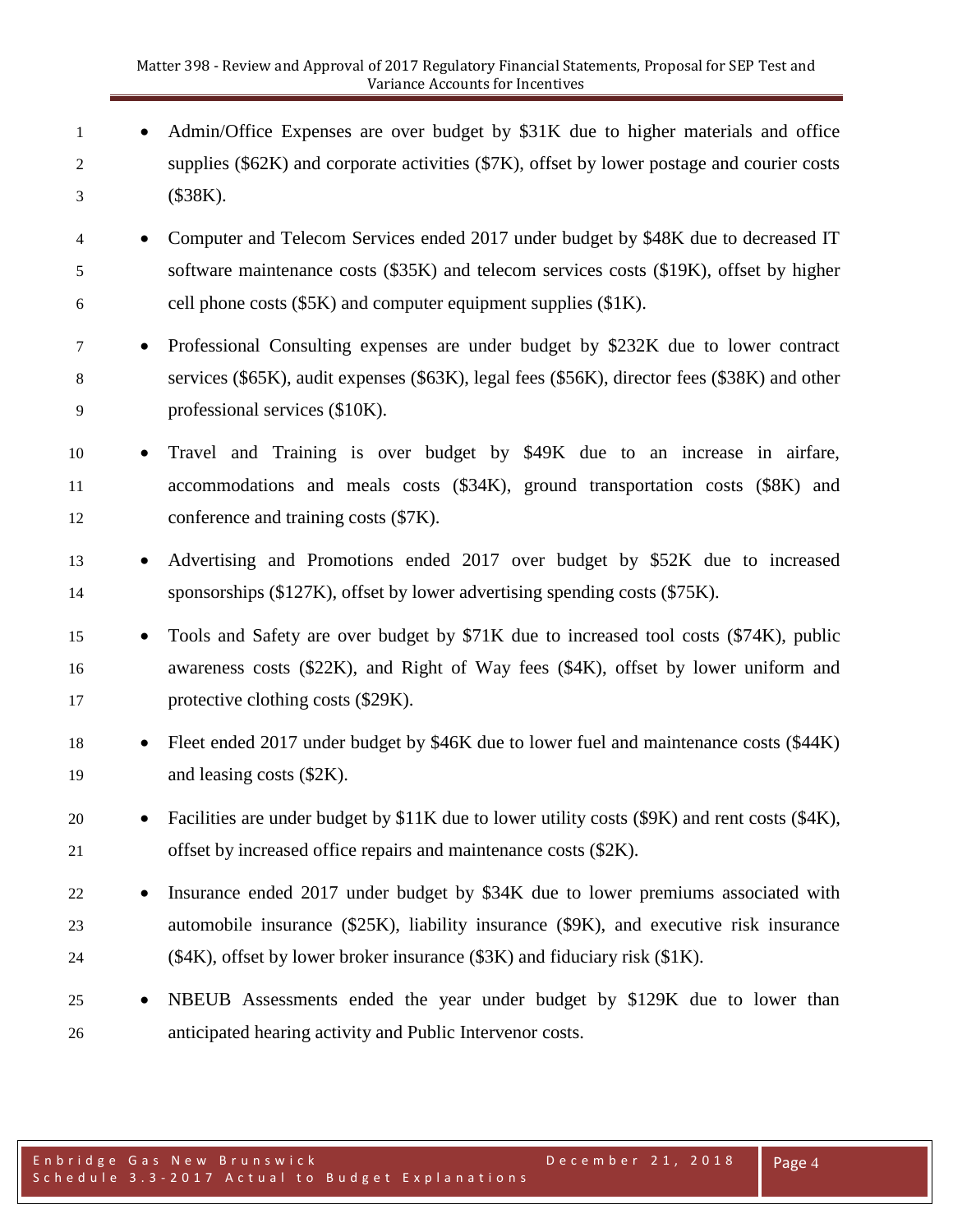- Admin/Office Expenses are over budget by $31K due to higher materials and office supplies ($62K) and corporate activities ($7K), offset by lower postage and courier costs ($38K).
- Computer and Telecom Services ended 2017 under budget by $48K due to decreased IT software maintenance costs ($35K) and telecom services costs ($19K), offset by higher cell phone costs ($5K) and computer equipment supplies ($1K).
- Professional Consulting expenses are under budget by $232K due to lower contract services ($65K), audit expenses ($63K), legal fees ($56K), director fees ($38K) and other professional services ($10K).
- Travel and Training is over budget by $49K due to an increase in airfare, accommodations and meals costs ($34K), ground transportation costs ($8K) and conference and training costs ($7K).
- Advertising and Promotions ended 2017 over budget by $52K due to increased sponsorships ($127K), offset by lower advertising spending costs ($75K).
- Tools and Safety are over budget by $71K due to increased tool costs ($74K), public awareness costs ($22K), and Right of Way fees ($4K), offset by lower uniform and protective clothing costs ($29K).
- Fleet ended 2017 under budget by $46K due to lower fuel and maintenance costs ($44K) and leasing costs ($2K).
- Facilities are under budget by $11K due to lower utility costs ($9K) and rent costs ($4K), offset by increased office repairs and maintenance costs ($2K).
- Insurance ended 2017 under budget by $34K due to lower premiums associated with automobile insurance ($25K), liability insurance ($9K), and executive risk insurance ($4K), offset by lower broker insurance ($3K) and fiduciary risk ($1K).
- NBEUB Assessments ended the year under budget by $129K due to lower than anticipated hearing activity and Public Intervenor costs.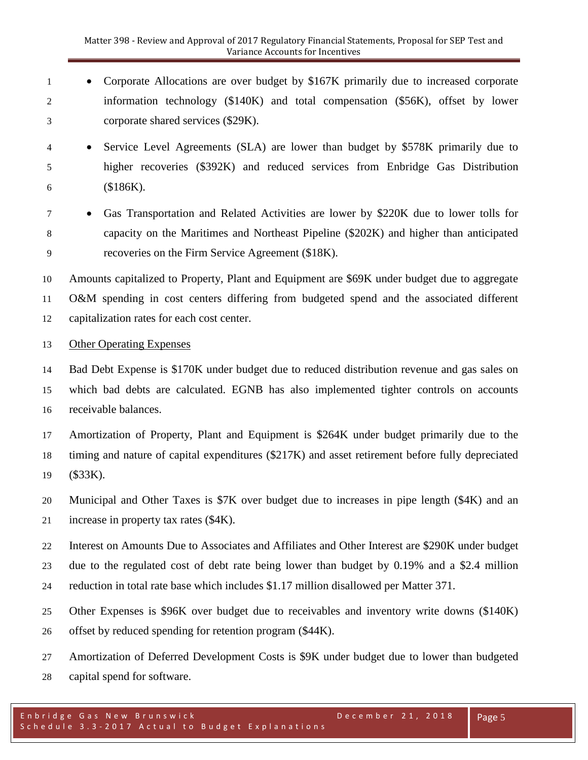- Corporate Allocations are over budget by $167K primarily due to increased corporate information technology ($140K) and total compensation ($56K), offset by lower corporate shared services ($29K).
- Service Level Agreements (SLA) are lower than budget by $578K primarily due to higher recoveries ($392K) and reduced services from Enbridge Gas Distribution ($186K).
- Gas Transportation and Related Activities are lower by $220K due to lower tolls for capacity on the Maritimes and Northeast Pipeline ($202K) and higher than anticipated recoveries on the Firm Service Agreement ($18K).

Amounts capitalized to Property, Plant and Equipment are $69K under budget due to aggregate O&M spending in cost centers differing from budgeted spend and the associated different capitalization rates for each cost center.

Other Operating Expenses

Bad Debt Expense is $170K under budget due to reduced distribution revenue and gas sales on which bad debts are calculated. EGNB has also implemented tighter controls on accounts receivable balances.

Amortization of Property, Plant and Equipment is $264K under budget primarily due to the timing and nature of capital expenditures ($217K) and asset retirement before fully depreciated ($33K).

Municipal and Other Taxes is $7K over budget due to increases in pipe length ($4K) and an increase in property tax rates ($4K).

Interest on Amounts Due to Associates and Affiliates and Other Interest are $290K under budget due to the regulated cost of debt rate being lower than budget by 0.19% and a $2.4 million reduction in total rate base which includes $1.17 million disallowed per Matter 371.

Other Expenses is $96K over budget due to receivables and inventory write downs ($140K) offset by reduced spending for retention program ($44K).

Amortization of Deferred Development Costs is $9K under budget due to lower than budgeted capital spend for software.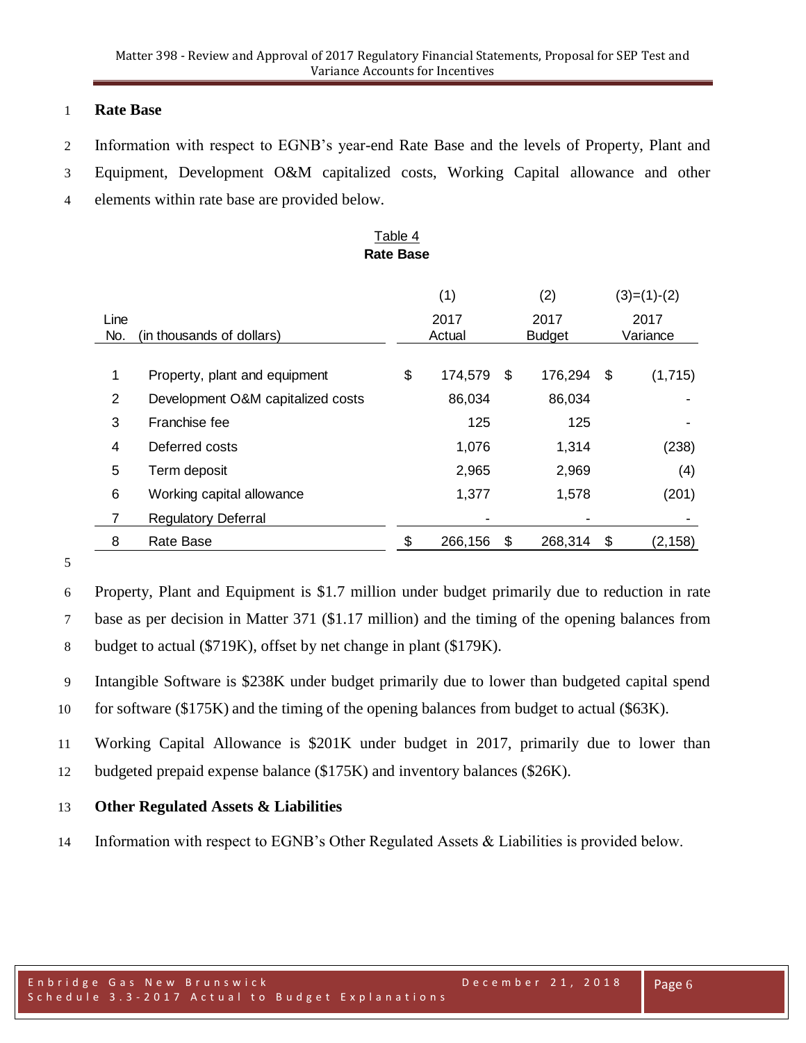## Rate Base

Information with respect to EGNB's year-end Rate Base and the levels of Property, Plant and Equipment, Development O&M capitalized costs, Working Capital allowance and other elements within rate base are provided below.

Table 4
**Rate Base**

| Line No. | (in thousands of dollars) | (1) 2017 Actual | (2) 2017 Budget | (3)=(1)-(2) 2017 Variance |
|---|---|---|---|---|
| 1 | Property, plant and equipment | $ 174,579 | $ 176,294 | $ (1,715) |
| 2 | Development O&M capitalized costs | 86,034 | 86,034 | - |
| 3 | Franchise fee | 125 | 125 | - |
| 4 | Deferred costs | 1,076 | 1,314 | (238) |
| 5 | Term deposit | 2,965 | 2,969 | (4) |
| 6 | Working capital allowance | 1,377 | 1,578 | (201) |
| 7 | Regulatory Deferral | - | - | - |
| 8 | Rate Base | $ 266,156 | $ 268,314 | $ (2,158) |

Property, Plant and Equipment is $1.7 million under budget primarily due to reduction in rate base as per decision in Matter 371 ($1.17 million) and the timing of the opening balances from budget to actual ($719K), offset by net change in plant ($179K).

Intangible Software is $238K under budget primarily due to lower than budgeted capital spend for software ($175K) and the timing of the opening balances from budget to actual ($63K).

Working Capital Allowance is $201K under budget in 2017, primarily due to lower than budgeted prepaid expense balance ($175K) and inventory balances ($26K).

## Other Regulated Assets & Liabilities

Information with respect to EGNB's Other Regulated Assets & Liabilities is provided below.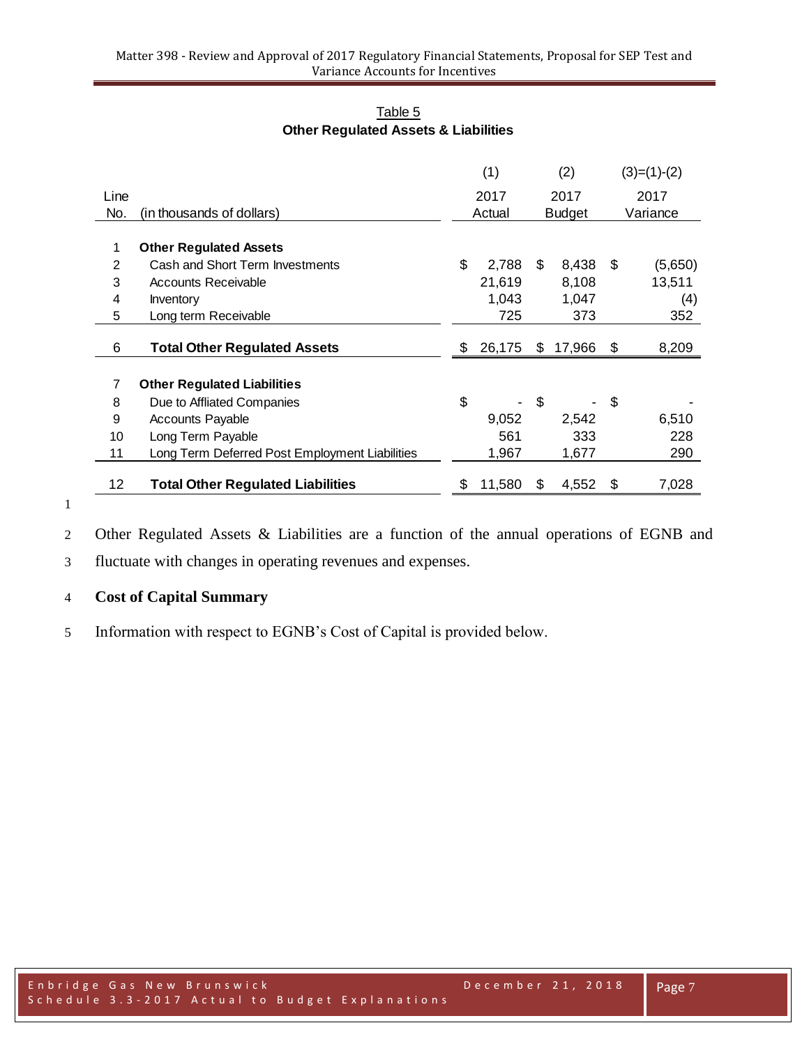Table 5

**Other Regulated Assets & Liabilities**

| Line No. | (in thousands of dollars) | (1) 2017 Actual | (2) 2017 Budget | (3)=(1)-(2) 2017 Variance |
|---|---|---|---|---|
| 1 | **Other Regulated Assets** | | | |
| 2 | Cash and Short Term Investments | $ 2,788 | $ 8,438 | $ (5,650) |
| 3 | Accounts Receivable | 21,619 | 8,108 | 13,511 |
| 4 | Inventory | 1,043 | 1,047 | (4) |
| 5 | Long term Receivable | 725 | 373 | 352 |
| 6 | **Total Other Regulated Assets** | $ 26,175 | $ 17,966 | $ 8,209 |
| 7 | **Other Regulated Liabilities** | | | |
| 8 | Due to Affliated Companies | $ - | $ - | $ - |
| 9 | Accounts Payable | 9,052 | 2,542 | 6,510 |
| 10 | Long Term Payable | 561 | 333 | 228 |
| 11 | Long Term Deferred Post Employment Liabilities | 1,967 | 1,677 | 290 |
| 12 | **Total Other Regulated Liabilities** | $ 11,580 | $ 4,552 | $ 7,028 |

Other Regulated Assets & Liabilities are a function of the annual operations of EGNB and fluctuate with changes in operating revenues and expenses.

**Cost of Capital Summary**

Information with respect to EGNB's Cost of Capital is provided below.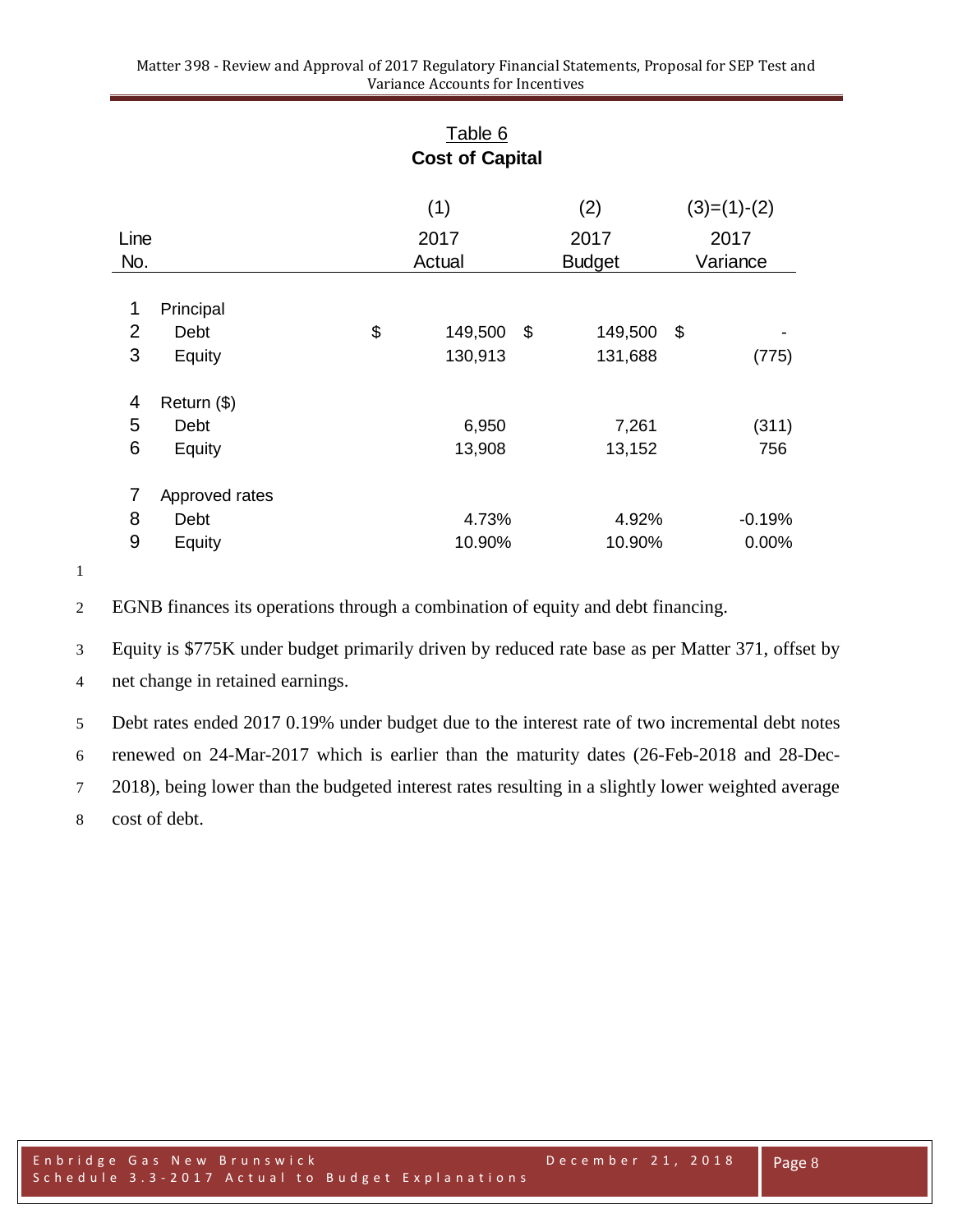## Table 6
**Cost of Capital**

| Line No. | | (1) 2017 Actual | (2) 2017 Budget | (3)=(1)-(2) 2017 Variance |
|---|---|---|---|---|
| 1 | Principal | | | |
| 2 | Debt | $ 149,500 | $ 149,500 | $ - |
| 3 | Equity | 130,913 | 131,688 | (775) |
| 4 | Return ($) | | | |
| 5 | Debt | 6,950 | 7,261 | (311) |
| 6 | Equity | 13,908 | 13,152 | 756 |
| 7 | Approved rates | | | |
| 8 | Debt | 4.73% | 4.92% | -0.19% |
| 9 | Equity | 10.90% | 10.90% | 0.00% |

EGNB finances its operations through a combination of equity and debt financing.

Equity is $775K under budget primarily driven by reduced rate base as per Matter 371, offset by net change in retained earnings.

Debt rates ended 2017 0.19% under budget due to the interest rate of two incremental debt notes renewed on 24-Mar-2017 which is earlier than the maturity dates (26-Feb-2018 and 28-Dec-2018), being lower than the budgeted interest rates resulting in a slightly lower weighted average cost of debt.